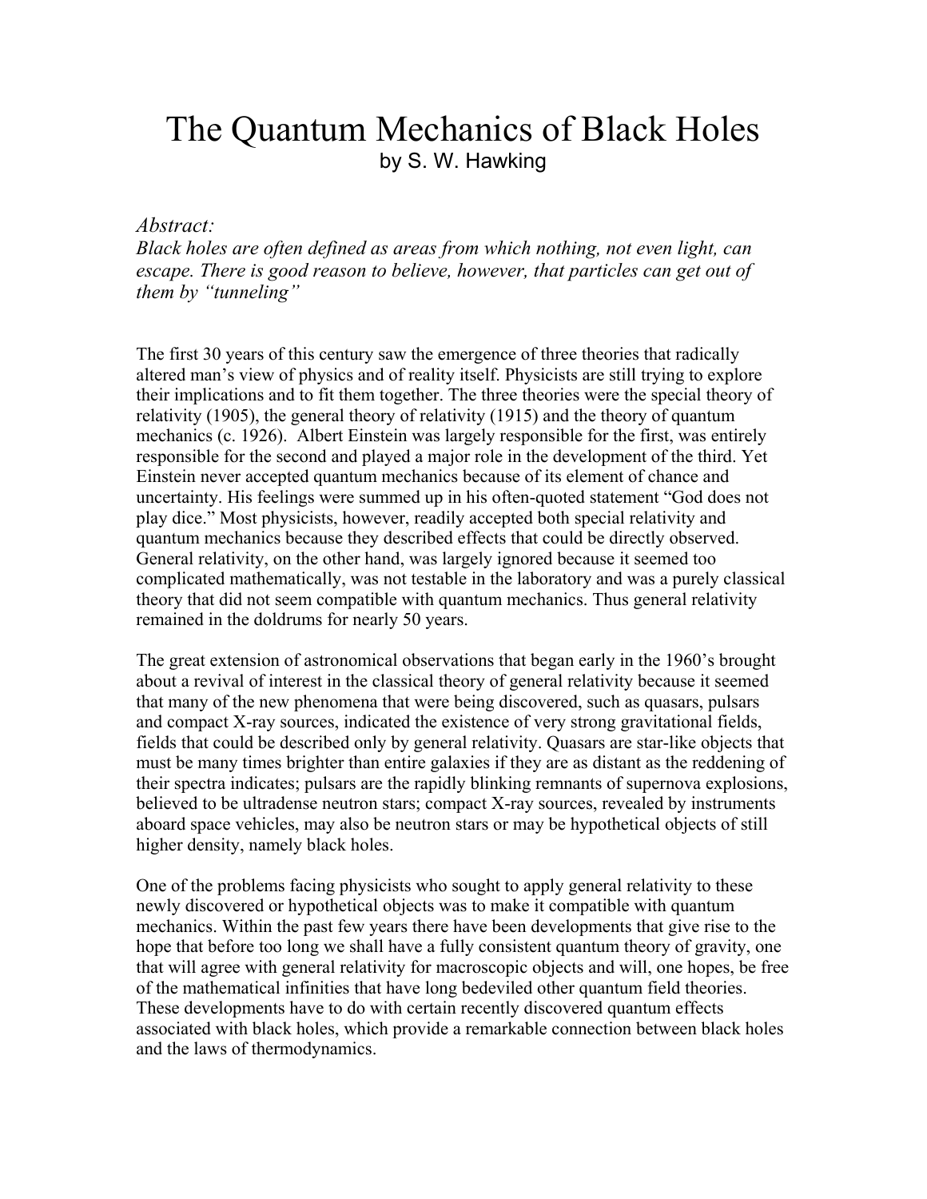# The Quantum Mechanics of Black Holes

by S. W. Hawking

*Abstract:*

*Black holes are often defined as areas from which nothing, not even light, can escape. There is good reason to believe, however, that particles can get out of them by "tunneling"*

The first 30 years of this century saw the emergence of three theories that radically altered man's view of physics and of reality itself. Physicists are still trying to explore their implications and to fit them together. The three theories were the special theory of relativity (1905), the general theory of relativity (1915) and the theory of quantum mechanics (c. 1926). Albert Einstein was largely responsible for the first, was entirely responsible for the second and played a major role in the development of the third. Yet Einstein never accepted quantum mechanics because of its element of chance and uncertainty. His feelings were summed up in his often-quoted statement "God does not play dice." Most physicists, however, readily accepted both special relativity and quantum mechanics because they described effects that could be directly observed. General relativity, on the other hand, was largely ignored because it seemed too complicated mathematically, was not testable in the laboratory and was a purely classical theory that did not seem compatible with quantum mechanics. Thus general relativity remained in the doldrums for nearly 50 years.

The great extension of astronomical observations that began early in the 1960's brought about a revival of interest in the classical theory of general relativity because it seemed that many of the new phenomena that were being discovered, such as quasars, pulsars and compact X-ray sources, indicated the existence of very strong gravitational fields, fields that could be described only by general relativity. Quasars are star-like objects that must be many times brighter than entire galaxies if they are as distant as the reddening of their spectra indicates; pulsars are the rapidly blinking remnants of supernova explosions, believed to be ultradense neutron stars; compact X-ray sources, revealed by instruments aboard space vehicles, may also be neutron stars or may be hypothetical objects of still higher density, namely black holes.

One of the problems facing physicists who sought to apply general relativity to these newly discovered or hypothetical objects was to make it compatible with quantum mechanics. Within the past few years there have been developments that give rise to the hope that before too long we shall have a fully consistent quantum theory of gravity, one that will agree with general relativity for macroscopic objects and will, one hopes, be free of the mathematical infinities that have long bedeviled other quantum field theories. These developments have to do with certain recently discovered quantum effects associated with black holes, which provide a remarkable connection between black holes and the laws of thermodynamics.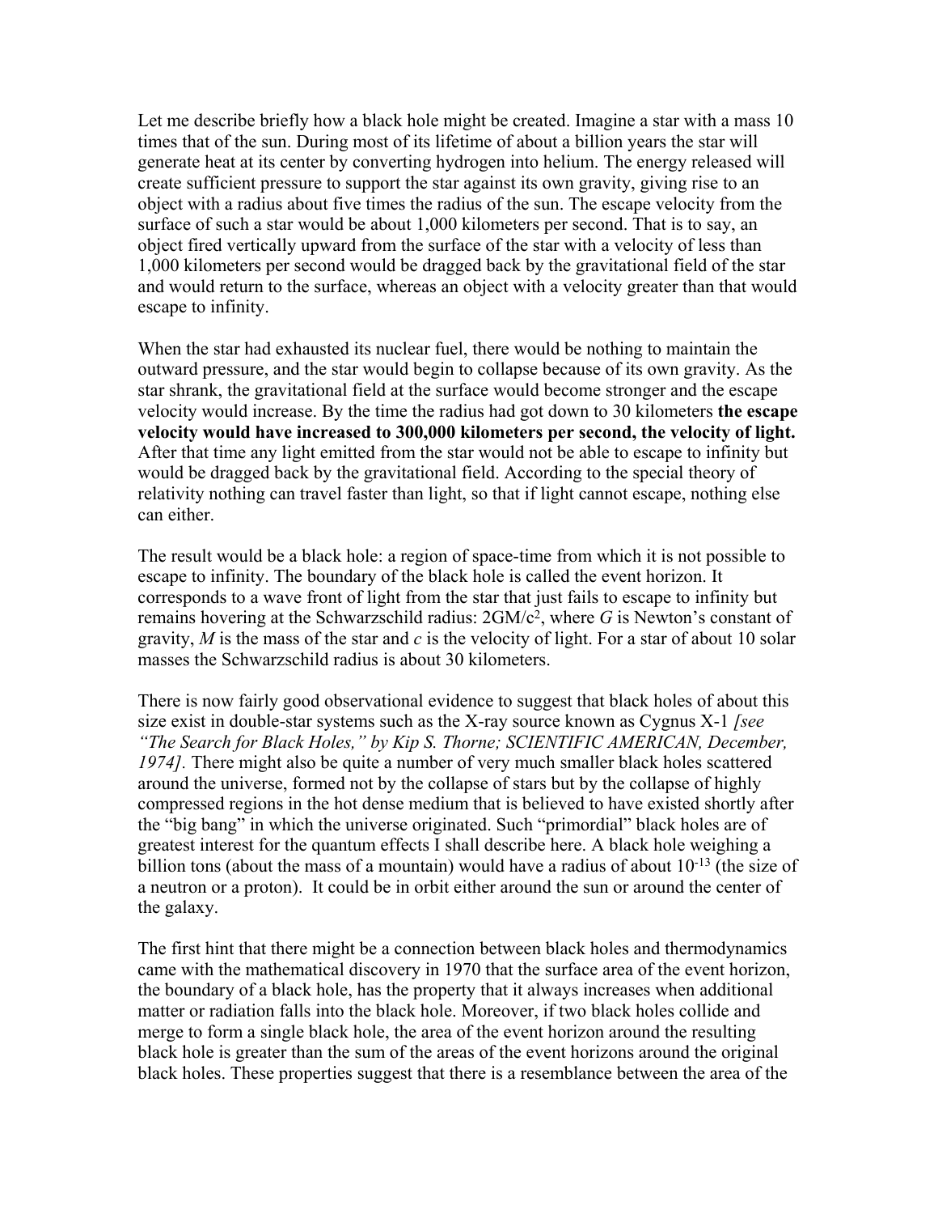Let me describe briefly how a black hole might be created. Imagine a star with a mass 10 times that of the sun. During most of its lifetime of about a billion years the star will generate heat at its center by converting hydrogen into helium. The energy released will create sufficient pressure to support the star against its own gravity, giving rise to an object with a radius about five times the radius of the sun. The escape velocity from the surface of such a star would be about 1,000 kilometers per second. That is to say, an object fired vertically upward from the surface of the star with a velocity of less than 1,000 kilometers per second would be dragged back by the gravitational field of the star and would return to the surface, whereas an object with a velocity greater than that would escape to infinity.

When the star had exhausted its nuclear fuel, there would be nothing to maintain the outward pressure, and the star would begin to collapse because of its own gravity. As the star shrank, the gravitational field at the surface would become stronger and the escape velocity would increase. By the time the radius had got down to 30 kilometers **the escape velocity would have increased to 300,000 kilometers per second, the velocity of light.** After that time any light emitted from the star would not be able to escape to infinity but would be dragged back by the gravitational field. According to the special theory of relativity nothing can travel faster than light, so that if light cannot escape, nothing else can either.

The result would be a black hole: a region of space-time from which it is not possible to escape to infinity. The boundary of the black hole is called the event horizon. It corresponds to a wave front of light from the star that just fails to escape to infinity but remains hovering at the Schwarzschild radius: $2GM/c^2$, where $G$ is Newton's constant of gravity, $M$ is the mass of the star and $c$ is the velocity of light. For a star of about 10 solar masses the Schwarzschild radius is about 30 kilometers.

There is now fairly good observational evidence to suggest that black holes of about this size exist in double-star systems such as the X-ray source known as Cygnus X-1 *[see "The Search for Black Holes," by Kip S. Thorne; SCIENTIFIC AMERICAN, December, 1974].* There might also be quite a number of very much smaller black holes scattered around the universe, formed not by the collapse of stars but by the collapse of highly compressed regions in the hot dense medium that is believed to have existed shortly after the "big bang" in which the universe originated. Such "primordial" black holes are of greatest interest for the quantum effects I shall describe here. A black hole weighing a billion tons (about the mass of a mountain) would have a radius of about $10^{-13}$ (the size of a neutron or a proton). It could be in orbit either around the sun or around the center of the galaxy.

The first hint that there might be a connection between black holes and thermodynamics came with the mathematical discovery in 1970 that the surface area of the event horizon, the boundary of a black hole, has the property that it always increases when additional matter or radiation falls into the black hole. Moreover, if two black holes collide and merge to form a single black hole, the area of the event horizon around the resulting black hole is greater than the sum of the areas of the event horizons around the original black holes. These properties suggest that there is a resemblance between the area of the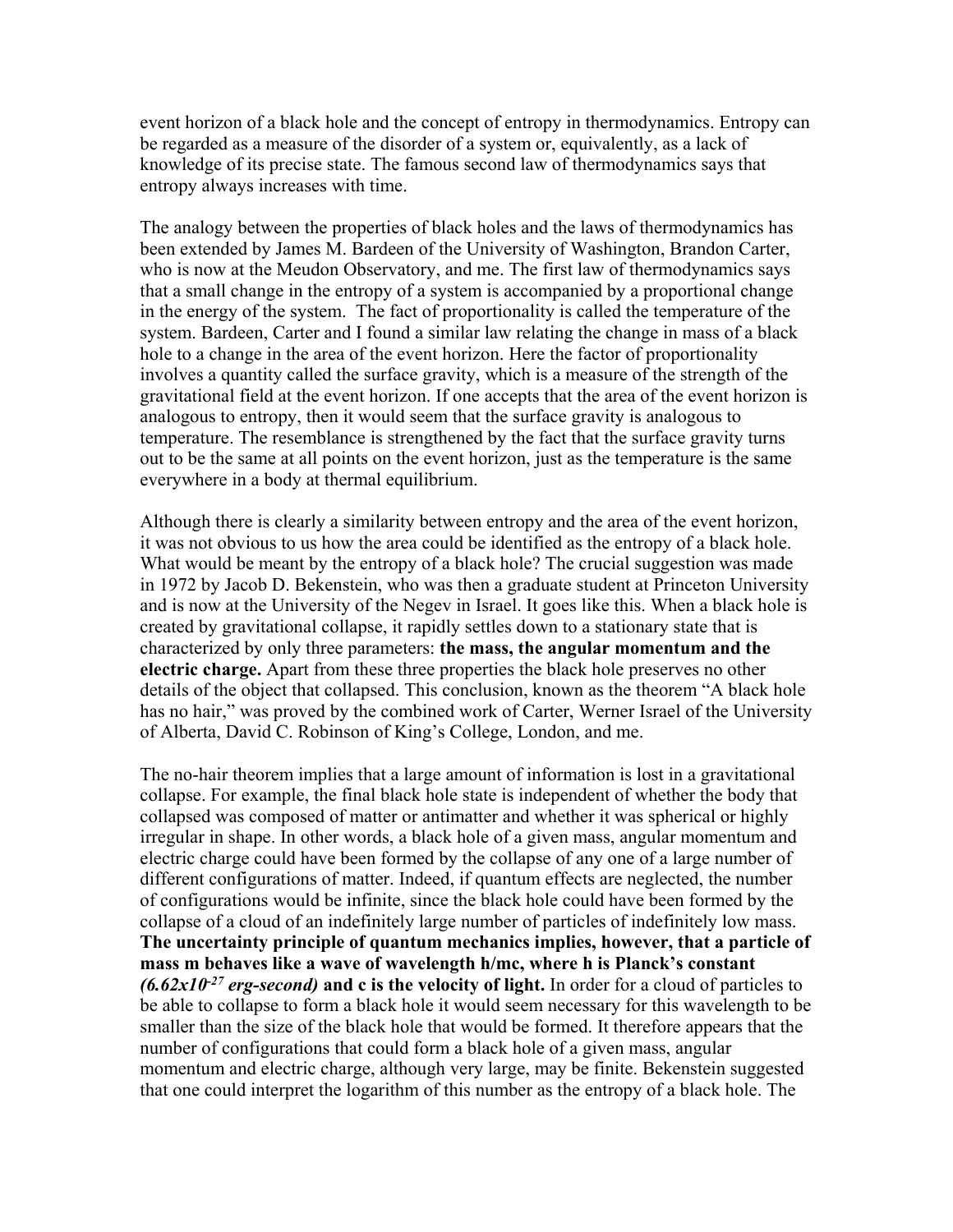event horizon of a black hole and the concept of entropy in thermodynamics. Entropy can be regarded as a measure of the disorder of a system or, equivalently, as a lack of knowledge of its precise state. The famous second law of thermodynamics says that entropy always increases with time.

The analogy between the properties of black holes and the laws of thermodynamics has been extended by James M. Bardeen of the University of Washington, Brandon Carter, who is now at the Meudon Observatory, and me. The first law of thermodynamics says that a small change in the entropy of a system is accompanied by a proportional change in the energy of the system. The fact of proportionality is called the temperature of the system. Bardeen, Carter and I found a similar law relating the change in mass of a black hole to a change in the area of the event horizon. Here the factor of proportionality involves a quantity called the surface gravity, which is a measure of the strength of the gravitational field at the event horizon. If one accepts that the area of the event horizon is analogous to entropy, then it would seem that the surface gravity is analogous to temperature. The resemblance is strengthened by the fact that the surface gravity turns out to be the same at all points on the event horizon, just as the temperature is the same everywhere in a body at thermal equilibrium.

Although there is clearly a similarity between entropy and the area of the event horizon, it was not obvious to us how the area could be identified as the entropy of a black hole. What would be meant by the entropy of a black hole? The crucial suggestion was made in 1972 by Jacob D. Bekenstein, who was then a graduate student at Princeton University and is now at the University of the Negev in Israel. It goes like this. When a black hole is created by gravitational collapse, it rapidly settles down to a stationary state that is characterized by only three parameters: **the mass, the angular momentum and the electric charge.** Apart from these three properties the black hole preserves no other details of the object that collapsed. This conclusion, known as the theorem "A black hole has no hair," was proved by the combined work of Carter, Werner Israel of the University of Alberta, David C. Robinson of King's College, London, and me.

The no-hair theorem implies that a large amount of information is lost in a gravitational collapse. For example, the final black hole state is independent of whether the body that collapsed was composed of matter or antimatter and whether it was spherical or highly irregular in shape. In other words, a black hole of a given mass, angular momentum and electric charge could have been formed by the collapse of any one of a large number of different configurations of matter. Indeed, if quantum effects are neglected, the number of configurations would be infinite, since the black hole could have been formed by the collapse of a cloud of an indefinitely large number of particles of indefinitely low mass. **The uncertainty principle of quantum mechanics implies, however, that a particle of mass m behaves like a wave of wavelength $h/mc$, where h is Planck's constant** ***($6.62 \times 10^{-27}$ erg-second)*** **and c is the velocity of light.** In order for a cloud of particles to be able to collapse to form a black hole it would seem necessary for this wavelength to be smaller than the size of the black hole that would be formed. It therefore appears that the number of configurations that could form a black hole of a given mass, angular momentum and electric charge, although very large, may be finite. Bekenstein suggested that one could interpret the logarithm of this number as the entropy of a black hole. The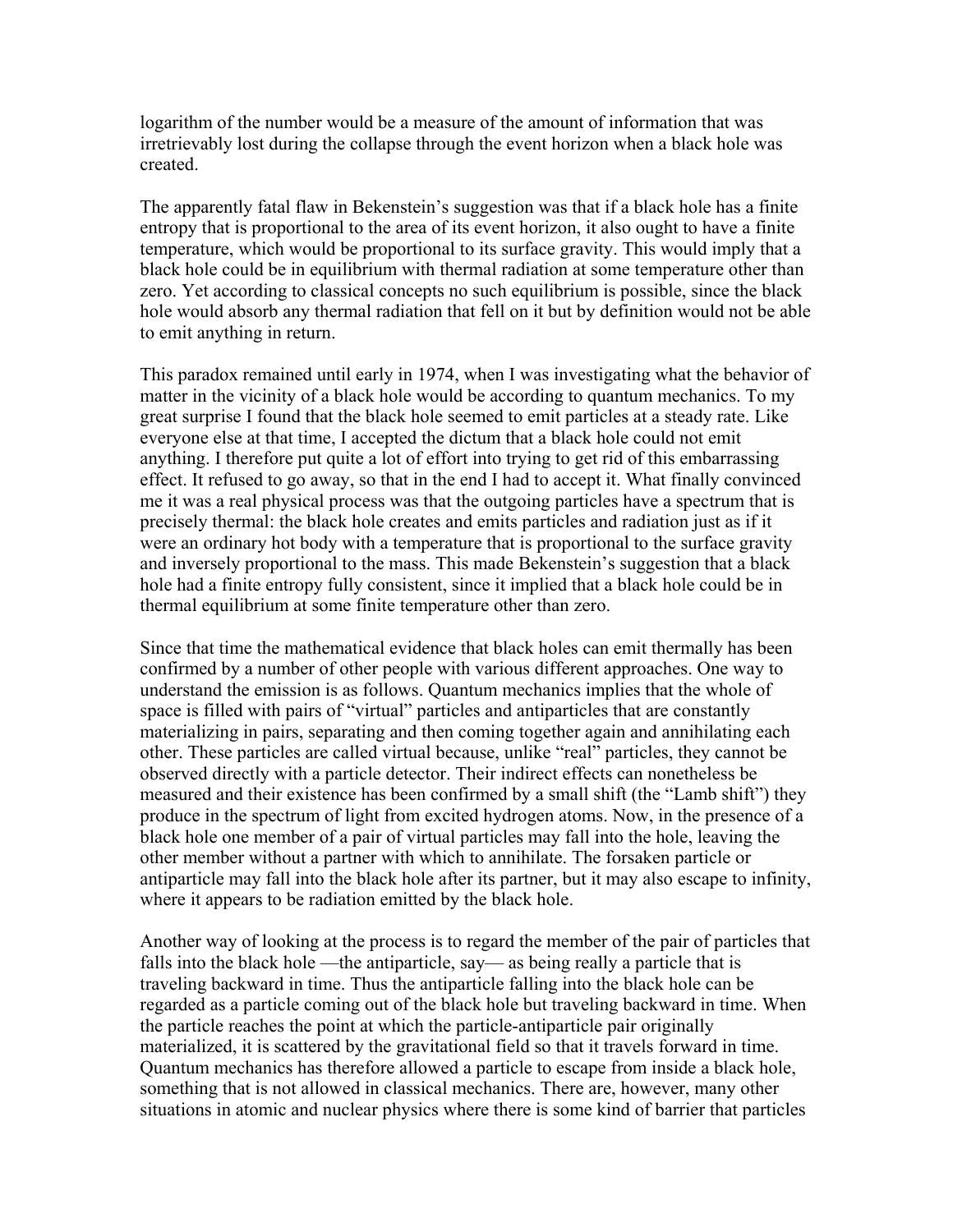logarithm of the number would be a measure of the amount of information that was irretrievably lost during the collapse through the event horizon when a black hole was created.

The apparently fatal flaw in Bekenstein's suggestion was that if a black hole has a finite entropy that is proportional to the area of its event horizon, it also ought to have a finite temperature, which would be proportional to its surface gravity. This would imply that a black hole could be in equilibrium with thermal radiation at some temperature other than zero. Yet according to classical concepts no such equilibrium is possible, since the black hole would absorb any thermal radiation that fell on it but by definition would not be able to emit anything in return.

This paradox remained until early in 1974, when I was investigating what the behavior of matter in the vicinity of a black hole would be according to quantum mechanics. To my great surprise I found that the black hole seemed to emit particles at a steady rate. Like everyone else at that time, I accepted the dictum that a black hole could not emit anything. I therefore put quite a lot of effort into trying to get rid of this embarrassing effect. It refused to go away, so that in the end I had to accept it. What finally convinced me it was a real physical process was that the outgoing particles have a spectrum that is precisely thermal: the black hole creates and emits particles and radiation just as if it were an ordinary hot body with a temperature that is proportional to the surface gravity and inversely proportional to the mass. This made Bekenstein's suggestion that a black hole had a finite entropy fully consistent, since it implied that a black hole could be in thermal equilibrium at some finite temperature other than zero.

Since that time the mathematical evidence that black holes can emit thermally has been confirmed by a number of other people with various different approaches. One way to understand the emission is as follows. Quantum mechanics implies that the whole of space is filled with pairs of "virtual" particles and antiparticles that are constantly materializing in pairs, separating and then coming together again and annihilating each other. These particles are called virtual because, unlike "real" particles, they cannot be observed directly with a particle detector. Their indirect effects can nonetheless be measured and their existence has been confirmed by a small shift (the "Lamb shift") they produce in the spectrum of light from excited hydrogen atoms. Now, in the presence of a black hole one member of a pair of virtual particles may fall into the hole, leaving the other member without a partner with which to annihilate. The forsaken particle or antiparticle may fall into the black hole after its partner, but it may also escape to infinity, where it appears to be radiation emitted by the black hole.

Another way of looking at the process is to regard the member of the pair of particles that falls into the black hole —the antiparticle, say— as being really a particle that is traveling backward in time. Thus the antiparticle falling into the black hole can be regarded as a particle coming out of the black hole but traveling backward in time. When the particle reaches the point at which the particle-antiparticle pair originally materialized, it is scattered by the gravitational field so that it travels forward in time. Quantum mechanics has therefore allowed a particle to escape from inside a black hole, something that is not allowed in classical mechanics. There are, however, many other situations in atomic and nuclear physics where there is some kind of barrier that particles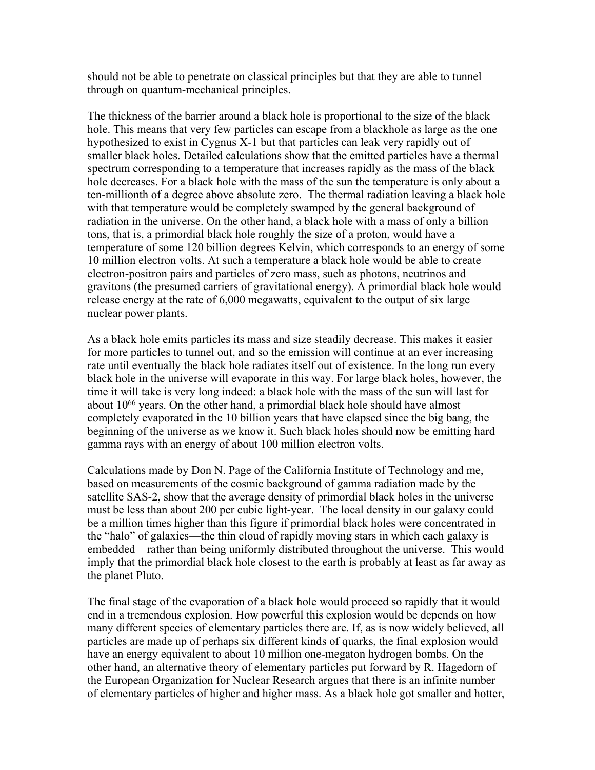should not be able to penetrate on classical principles but that they are able to tunnel through on quantum-mechanical principles.

The thickness of the barrier around a black hole is proportional to the size of the black hole. This means that very few particles can escape from a blackhole as large as the one hypothesized to exist in Cygnus X-1 but that particles can leak very rapidly out of smaller black holes. Detailed calculations show that the emitted particles have a thermal spectrum corresponding to a temperature that increases rapidly as the mass of the black hole decreases. For a black hole with the mass of the sun the temperature is only about a ten-millionth of a degree above absolute zero. The thermal radiation leaving a black hole with that temperature would be completely swamped by the general background of radiation in the universe. On the other hand, a black hole with a mass of only a billion tons, that is, a primordial black hole roughly the size of a proton, would have a temperature of some 120 billion degrees Kelvin, which corresponds to an energy of some 10 million electron volts. At such a temperature a black hole would be able to create electron-positron pairs and particles of zero mass, such as photons, neutrinos and gravitons (the presumed carriers of gravitational energy). A primordial black hole would release energy at the rate of 6,000 megawatts, equivalent to the output of six large nuclear power plants.

As a black hole emits particles its mass and size steadily decrease. This makes it easier for more particles to tunnel out, and so the emission will continue at an ever increasing rate until eventually the black hole radiates itself out of existence. In the long run every black hole in the universe will evaporate in this way. For large black holes, however, the time it will take is very long indeed: a black hole with the mass of the sun will last for about $10^{66}$ years. On the other hand, a primordial black hole should have almost completely evaporated in the 10 billion years that have elapsed since the big bang, the beginning of the universe as we know it. Such black holes should now be emitting hard gamma rays with an energy of about 100 million electron volts.

Calculations made by Don N. Page of the California Institute of Technology and me, based on measurements of the cosmic background of gamma radiation made by the satellite SAS-2, show that the average density of primordial black holes in the universe must be less than about 200 per cubic light-year. The local density in our galaxy could be a million times higher than this figure if primordial black holes were concentrated in the "halo" of galaxies—the thin cloud of rapidly moving stars in which each galaxy is embedded—rather than being uniformly distributed throughout the universe. This would imply that the primordial black hole closest to the earth is probably at least as far away as the planet Pluto.

The final stage of the evaporation of a black hole would proceed so rapidly that it would end in a tremendous explosion. How powerful this explosion would be depends on how many different species of elementary particles there are. If, as is now widely believed, all particles are made up of perhaps six different kinds of quarks, the final explosion would have an energy equivalent to about 10 million one-megaton hydrogen bombs. On the other hand, an alternative theory of elementary particles put forward by R. Hagedorn of the European Organization for Nuclear Research argues that there is an infinite number of elementary particles of higher and higher mass. As a black hole got smaller and hotter,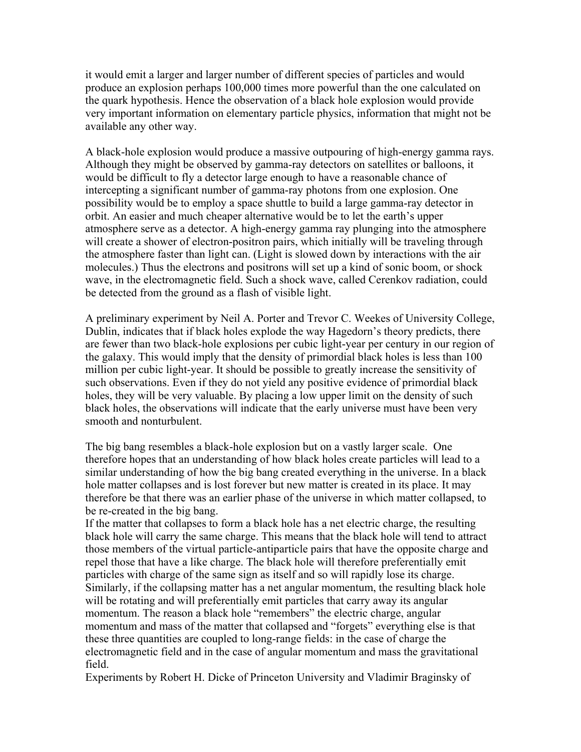it would emit a larger and larger number of different species of particles and would produce an explosion perhaps 100,000 times more powerful than the one calculated on the quark hypothesis. Hence the observation of a black hole explosion would provide very important information on elementary particle physics, information that might not be available any other way.

A black-hole explosion would produce a massive outpouring of high-energy gamma rays. Although they might be observed by gamma-ray detectors on satellites or balloons, it would be difficult to fly a detector large enough to have a reasonable chance of intercepting a significant number of gamma-ray photons from one explosion. One possibility would be to employ a space shuttle to build a large gamma-ray detector in orbit. An easier and much cheaper alternative would be to let the earth's upper atmosphere serve as a detector. A high-energy gamma ray plunging into the atmosphere will create a shower of electron-positron pairs, which initially will be traveling through the atmosphere faster than light can. (Light is slowed down by interactions with the air molecules.) Thus the electrons and positrons will set up a kind of sonic boom, or shock wave, in the electromagnetic field. Such a shock wave, called Cerenkov radiation, could be detected from the ground as a flash of visible light.

A preliminary experiment by Neil A. Porter and Trevor C. Weekes of University College, Dublin, indicates that if black holes explode the way Hagedorn's theory predicts, there are fewer than two black-hole explosions per cubic light-year per century in our region of the galaxy. This would imply that the density of primordial black holes is less than 100 million per cubic light-year. It should be possible to greatly increase the sensitivity of such observations. Even if they do not yield any positive evidence of primordial black holes, they will be very valuable. By placing a low upper limit on the density of such black holes, the observations will indicate that the early universe must have been very smooth and nonturbulent.

The big bang resembles a black-hole explosion but on a vastly larger scale. One therefore hopes that an understanding of how black holes create particles will lead to a similar understanding of how the big bang created everything in the universe. In a black hole matter collapses and is lost forever but new matter is created in its place. It may therefore be that there was an earlier phase of the universe in which matter collapsed, to be re-created in the big bang.

If the matter that collapses to form a black hole has a net electric charge, the resulting black hole will carry the same charge. This means that the black hole will tend to attract those members of the virtual particle-antiparticle pairs that have the opposite charge and repel those that have a like charge. The black hole will therefore preferentially emit particles with charge of the same sign as itself and so will rapidly lose its charge. Similarly, if the collapsing matter has a net angular momentum, the resulting black hole will be rotating and will preferentially emit particles that carry away its angular momentum. The reason a black hole "remembers" the electric charge, angular momentum and mass of the matter that collapsed and "forgets" everything else is that these three quantities are coupled to long-range fields: in the case of charge the electromagnetic field and in the case of angular momentum and mass the gravitational field.

Experiments by Robert H. Dicke of Princeton University and Vladimir Braginsky of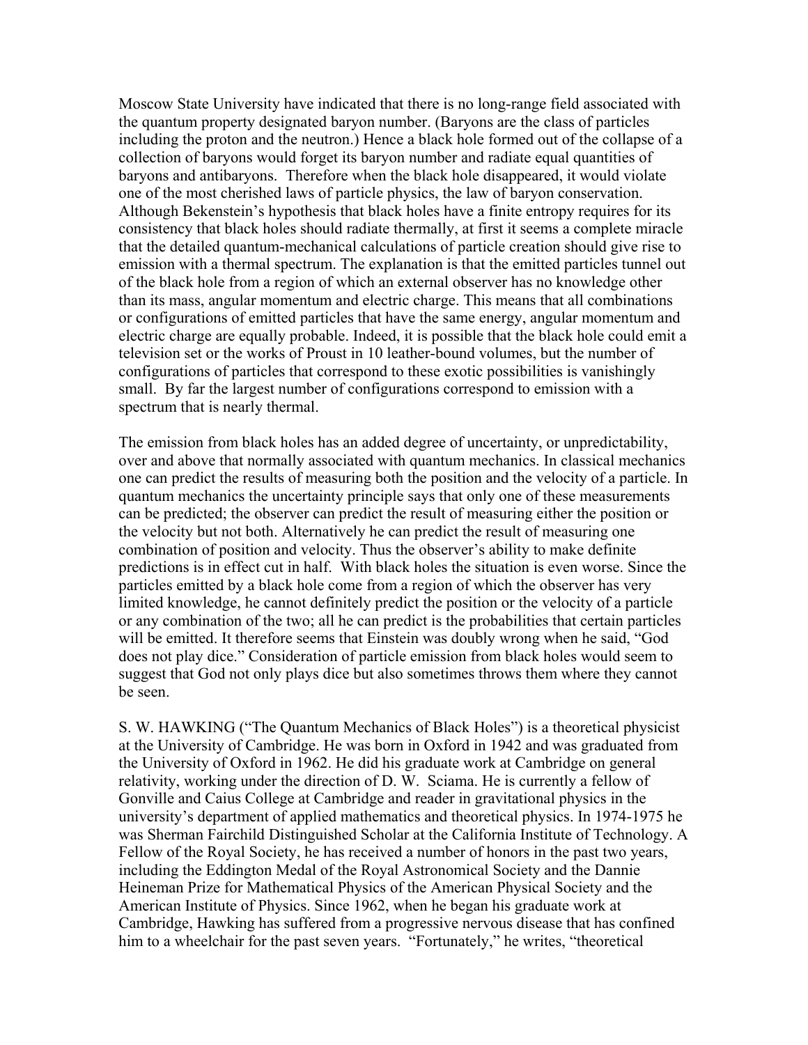Moscow State University have indicated that there is no long-range field associated with the quantum property designated baryon number. (Baryons are the class of particles including the proton and the neutron.) Hence a black hole formed out of the collapse of a collection of baryons would forget its baryon number and radiate equal quantities of baryons and antibaryons. Therefore when the black hole disappeared, it would violate one of the most cherished laws of particle physics, the law of baryon conservation. Although Bekenstein's hypothesis that black holes have a finite entropy requires for its consistency that black holes should radiate thermally, at first it seems a complete miracle that the detailed quantum-mechanical calculations of particle creation should give rise to emission with a thermal spectrum. The explanation is that the emitted particles tunnel out of the black hole from a region of which an external observer has no knowledge other than its mass, angular momentum and electric charge. This means that all combinations or configurations of emitted particles that have the same energy, angular momentum and electric charge are equally probable. Indeed, it is possible that the black hole could emit a television set or the works of Proust in 10 leather-bound volumes, but the number of configurations of particles that correspond to these exotic possibilities is vanishingly small. By far the largest number of configurations correspond to emission with a spectrum that is nearly thermal.

The emission from black holes has an added degree of uncertainty, or unpredictability, over and above that normally associated with quantum mechanics. In classical mechanics one can predict the results of measuring both the position and the velocity of a particle. In quantum mechanics the uncertainty principle says that only one of these measurements can be predicted; the observer can predict the result of measuring either the position or the velocity but not both. Alternatively he can predict the result of measuring one combination of position and velocity. Thus the observer's ability to make definite predictions is in effect cut in half. With black holes the situation is even worse. Since the particles emitted by a black hole come from a region of which the observer has very limited knowledge, he cannot definitely predict the position or the velocity of a particle or any combination of the two; all he can predict is the probabilities that certain particles will be emitted. It therefore seems that Einstein was doubly wrong when he said, "God does not play dice." Consideration of particle emission from black holes would seem to suggest that God not only plays dice but also sometimes throws them where they cannot be seen.

S. W. HAWKING ("The Quantum Mechanics of Black Holes") is a theoretical physicist at the University of Cambridge. He was born in Oxford in 1942 and was graduated from the University of Oxford in 1962. He did his graduate work at Cambridge on general relativity, working under the direction of D. W. Sciama. He is currently a fellow of Gonville and Caius College at Cambridge and reader in gravitational physics in the university's department of applied mathematics and theoretical physics. In 1974-1975 he was Sherman Fairchild Distinguished Scholar at the California Institute of Technology. A Fellow of the Royal Society, he has received a number of honors in the past two years, including the Eddington Medal of the Royal Astronomical Society and the Dannie Heineman Prize for Mathematical Physics of the American Physical Society and the American Institute of Physics. Since 1962, when he began his graduate work at Cambridge, Hawking has suffered from a progressive nervous disease that has confined him to a wheelchair for the past seven years. "Fortunately," he writes, "theoretical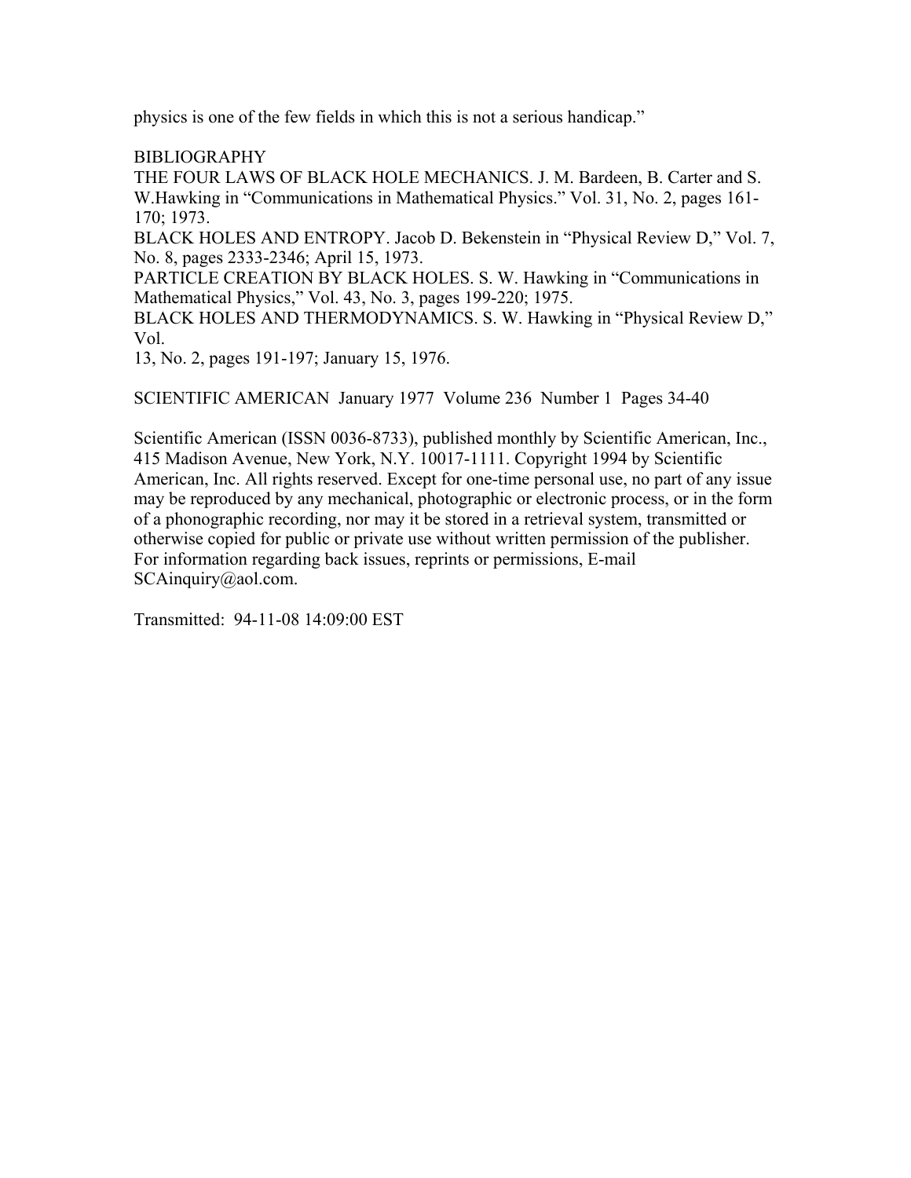physics is one of the few fields in which this is not a serious handicap."

## BIBLIOGRAPHY

THE FOUR LAWS OF BLACK HOLE MECHANICS. J. M. Bardeen, B. Carter and S. W.Hawking in "Communications in Mathematical Physics." Vol. 31, No. 2, pages 161-170; 1973.

BLACK HOLES AND ENTROPY. Jacob D. Bekenstein in "Physical Review D," Vol. 7, No. 8, pages 2333-2346; April 15, 1973.

PARTICLE CREATION BY BLACK HOLES. S. W. Hawking in "Communications in Mathematical Physics," Vol. 43, No. 3, pages 199-220; 1975.

BLACK HOLES AND THERMODYNAMICS. S. W. Hawking in "Physical Review D," Vol. 13, No. 2, pages 191-197; January 15, 1976.

SCIENTIFIC AMERICAN January 1977 Volume 236 Number 1 Pages 34-40

Scientific American (ISSN 0036-8733), published monthly by Scientific American, Inc., 415 Madison Avenue, New York, N.Y. 10017-1111. Copyright 1994 by Scientific American, Inc. All rights reserved. Except for one-time personal use, no part of any issue may be reproduced by any mechanical, photographic or electronic process, or in the form of a phonographic recording, nor may it be stored in a retrieval system, transmitted or otherwise copied for public or private use without written permission of the publisher. For information regarding back issues, reprints or permissions, E-mail SCAinquiry@aol.com.

Transmitted: 94-11-08 14:09:00 EST